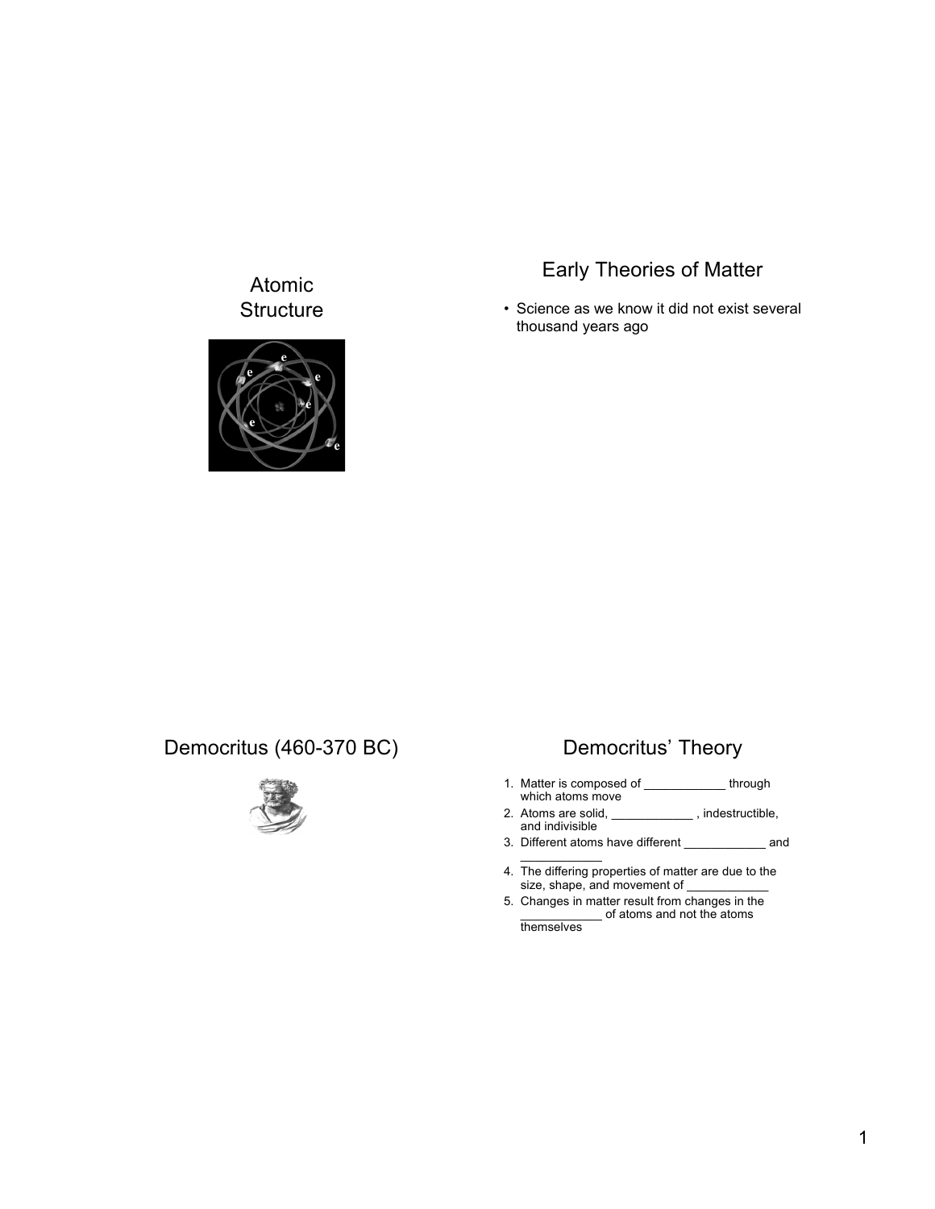# Atomic Structure

## Early Theories of Matter

- Science as we know it did not exist several thousand years ago

## Democritus (460-370 BC)

## Democritus' Theory

1. Matter is composed of ____________ through which atoms move
2. Atoms are solid, ____________ , indestructible, and indivisible
3. Different atoms have different ____________ and ____________
4. The differing properties of matter are due to the size, shape, and movement of ____________
5. Changes in matter result from changes in the ____________ of atoms and not the atoms themselves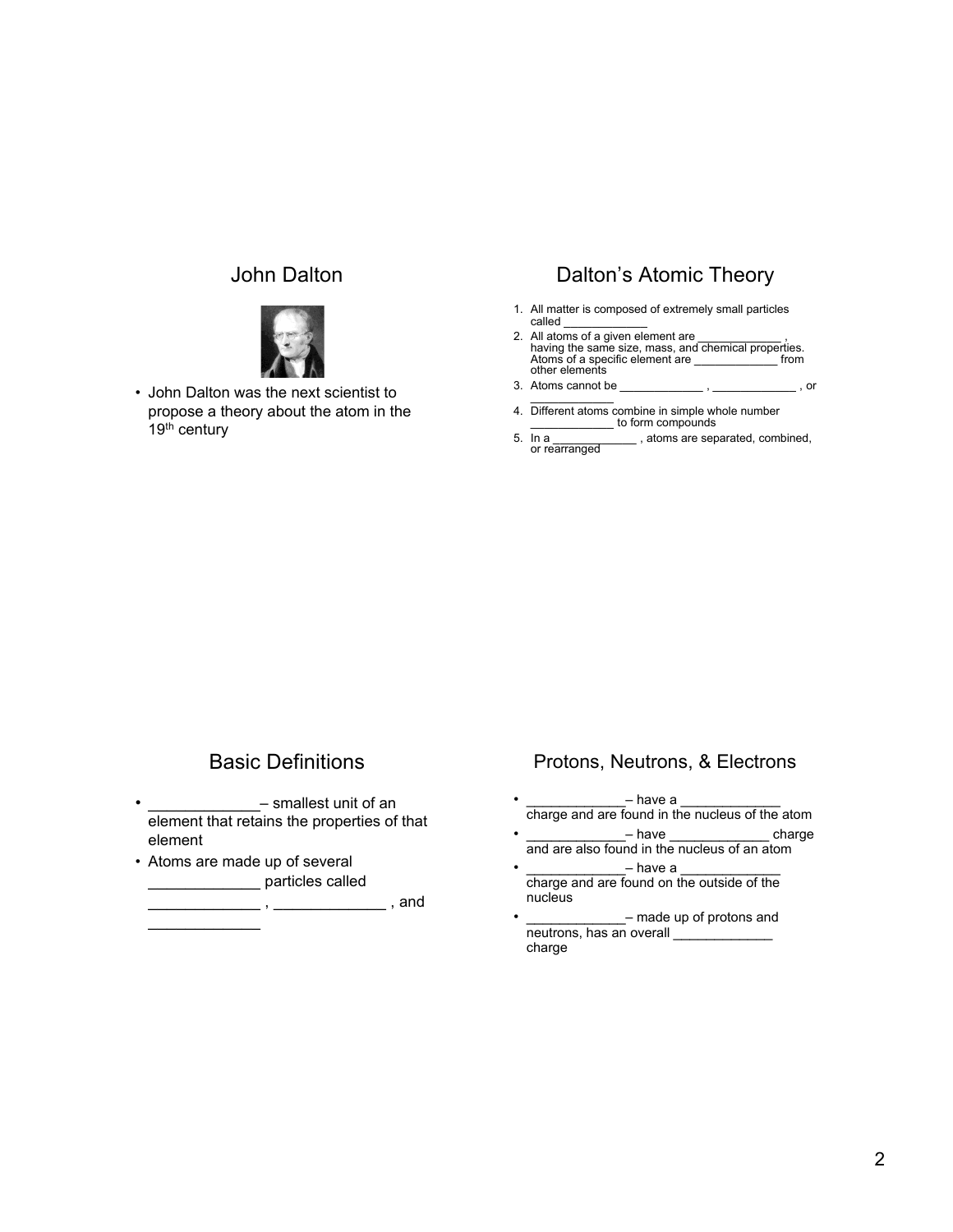## John Dalton

- John Dalton was the next scientist to propose a theory about the atom in the 19th century

## Dalton's Atomic Theory

1. All matter is composed of extremely small particles called ____________
2. All atoms of a given element are ____________ , having the same size, mass, and chemical properties. Atoms of a specific element are ____________ from other elements
3. Atoms cannot be ____________ , ____________ , or ____________
4. Different atoms combine in simple whole number ____________ to form compounds
5. In a ____________ , atoms are separated, combined, or rearranged

## Basic Definitions

- ____________– smallest unit of an element that retains the properties of that element
- Atoms are made up of several ____________ particles called ____________ , ____________ , and ____________

## Protons, Neutrons, & Electrons

- ____________– have a ____________ charge and are found in the nucleus of the atom
- ____________– have ____________ charge and are also found in the nucleus of an atom
- ____________– have a ____________ charge and are found on the outside of the nucleus
- ____________– made up of protons and neutrons, has an overall ____________ charge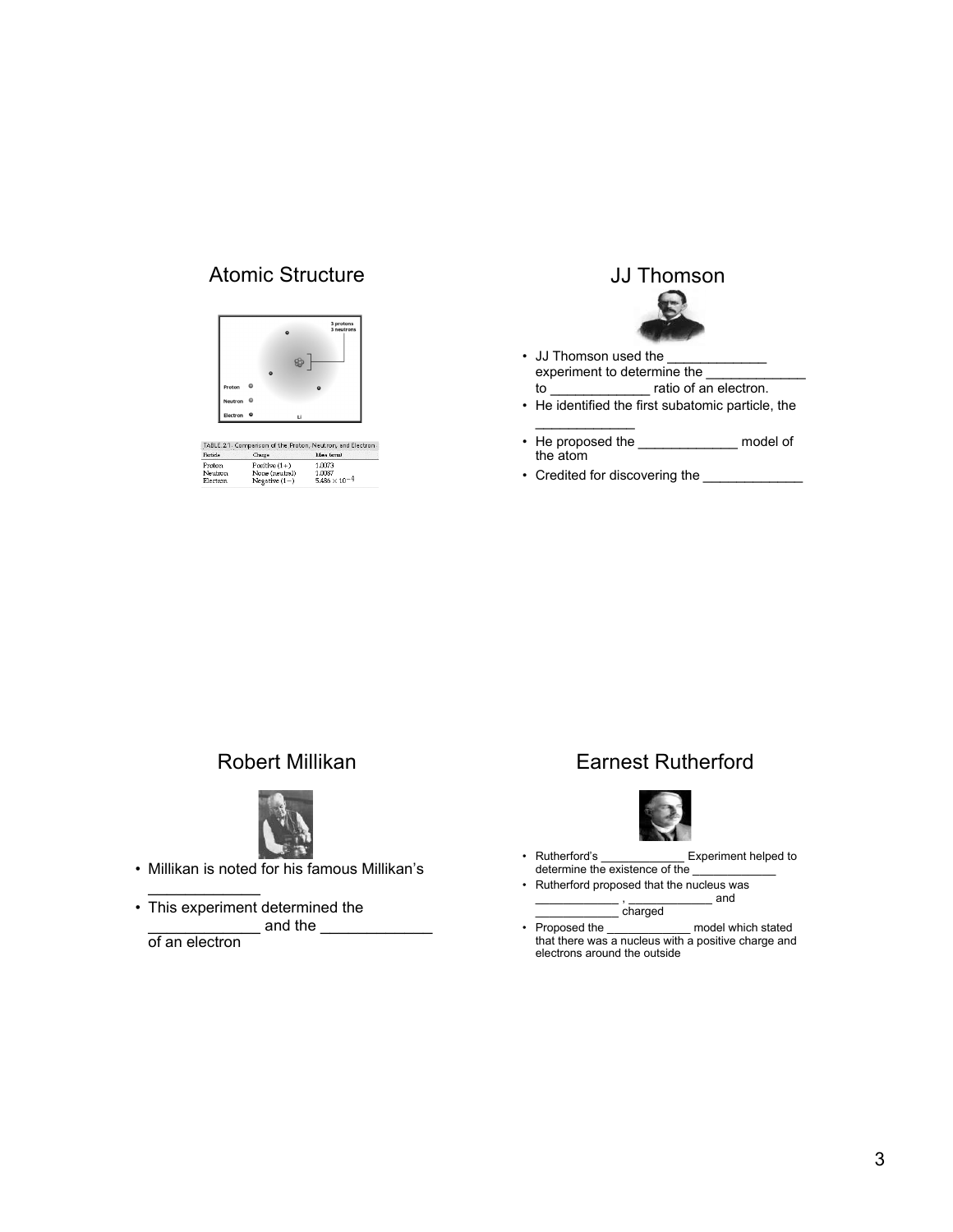## Atomic Structure

| Particle | Charge | Mass (amu) |
|---|---|---|
| Proton | Positive (1+) | 1.0073 |
| Neutron | None (neutral) | 1.0087 |
| Electron | Negative (1−) | $5.486 \times 10^{-4}$ |

TABLE 2.1 Comparison of the Proton, Neutron, and Electron

## JJ Thomson

- JJ Thomson used the _____________ experiment to determine the _____________ to _____________ ratio of an electron.
- He identified the first subatomic particle, the _____________
- He proposed the _____________ model of the atom
- Credited for discovering the _____________

## Robert Millikan

- Millikan is noted for his famous Millikan's _____________
- This experiment determined the _____________ and the _____________ of an electron

## Earnest Rutherford

- Rutherford's _____________ Experiment helped to determine the existence of the _____________
- Rutherford proposed that the nucleus was _____________ , _____________ and _____________ charged
- Proposed the _____________ model which stated that there was a nucleus with a positive charge and electrons around the outside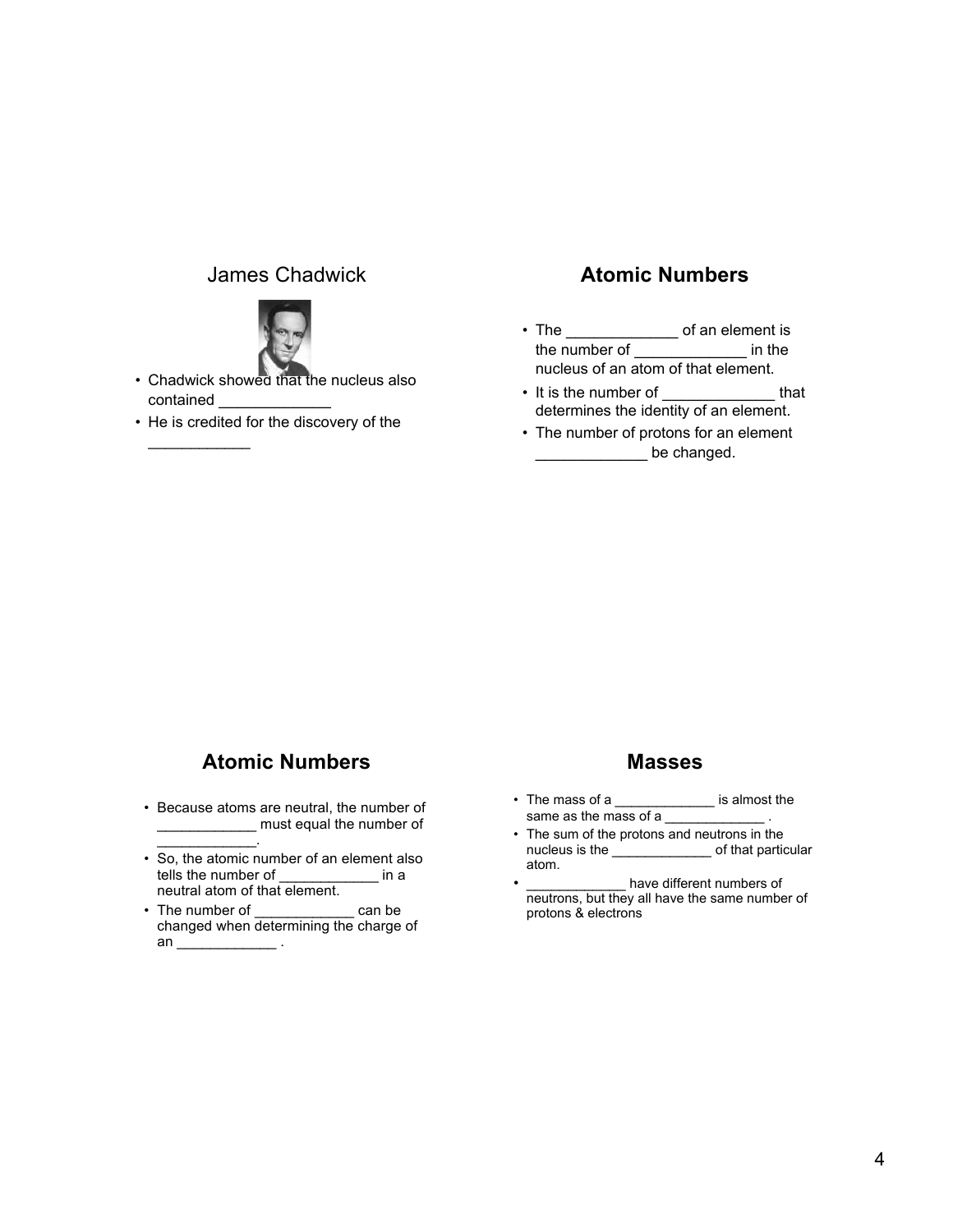## James Chadwick

- Chadwick showed that the nucleus also contained _____________
- He is credited for the discovery of the ____________

## Atomic Numbers

- The _____________ of an element is the number of _____________ in the nucleus of an atom of that element.
- It is the number of _____________ that determines the identity of an element.
- The number of protons for an element _____________ be changed.

## Atomic Numbers

- Because atoms are neutral, the number of ____________ must equal the number of ____________.
- So, the atomic number of an element also tells the number of ____________ in a neutral atom of that element.
- The number of ____________ can be changed when determining the charge of an ____________ .

## Masses

- The mass of a _____________ is almost the same as the mass of a _____________ .
- The sum of the protons and neutrons in the nucleus is the _____________ of that particular atom.
- _____________ have different numbers of neutrons, but they all have the same number of protons & electrons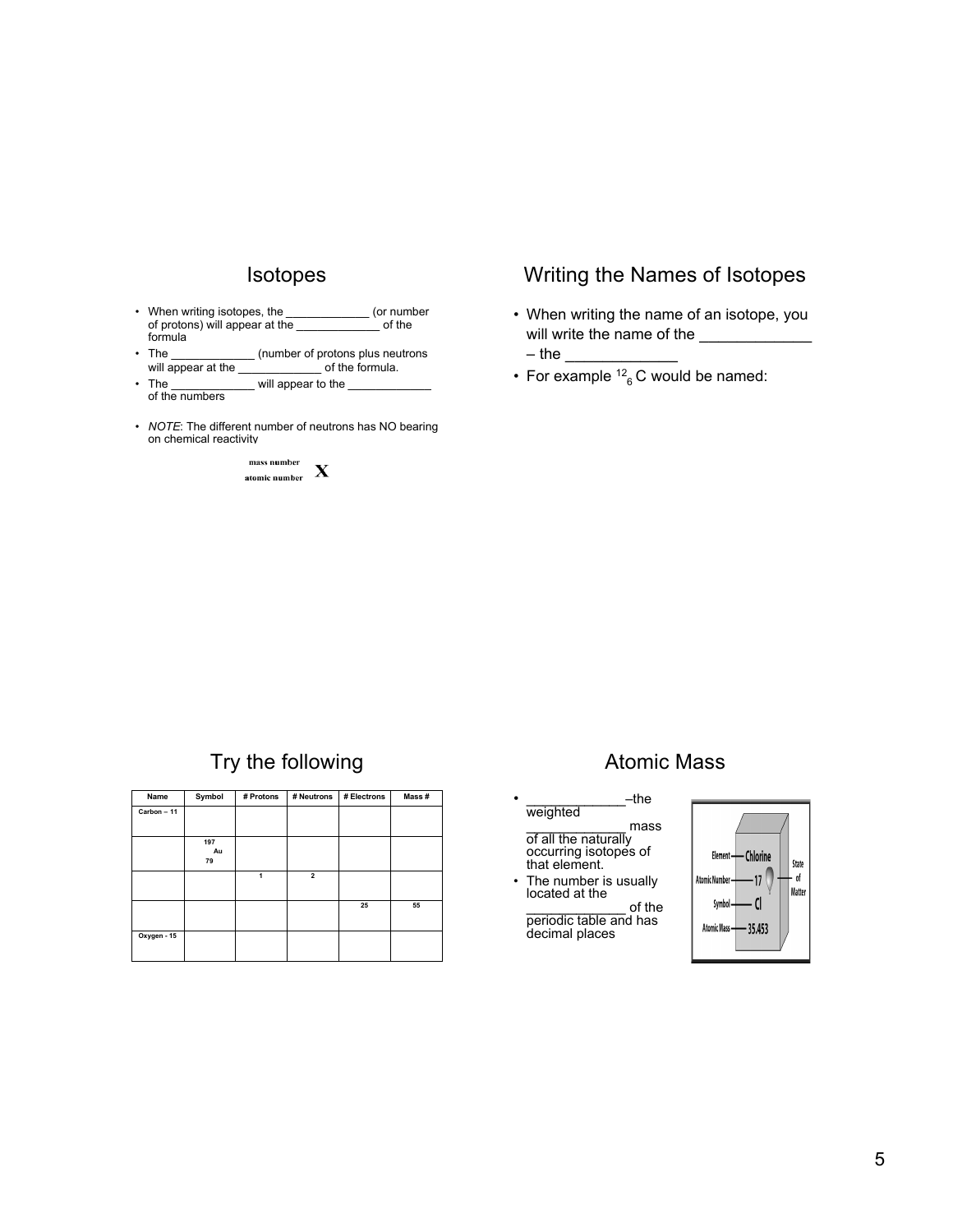## Isotopes

- When writing isotopes, the _____________ (or number of protons) will appear at the _____________ of the formula
- The _____________ (number of protons plus neutrons will appear at the _____________ of the formula.
- The _____________ will appear to the _____________ of the numbers
- *NOTE*: The different number of neutrons has NO bearing on chemical reactivity

$$^{\text{mass number}}_{\text{atomic number}}\mathbf{X}$$

## Writing the Names of Isotopes

- When writing the name of an isotope, you will write the name of the _____________ – the _____________
- For example $^{12}_{6}C$ would be named:

## Try the following

| Name | Symbol | # Protons | # Neutrons | # Electrons | Mass # |
|---|---|---|---|---|---|
| Carbon – 11 | | | | | |
| | $^{197}_{79}Au$ | | | | |
| | | 1 | 2 | | |
| | | | | 25 | 55 |
| Oxygen - 15 | | | | | |

## Atomic Mass

- _____________–the weighted _____________ mass of all the naturally occurring isotopes of that element.
- The number is usually located at the _____________ of the periodic table and has decimal places

Element — Chlorine
Atomic Number — 17
Symbol — Cl
Atomic Mass — 35.453
State of Matter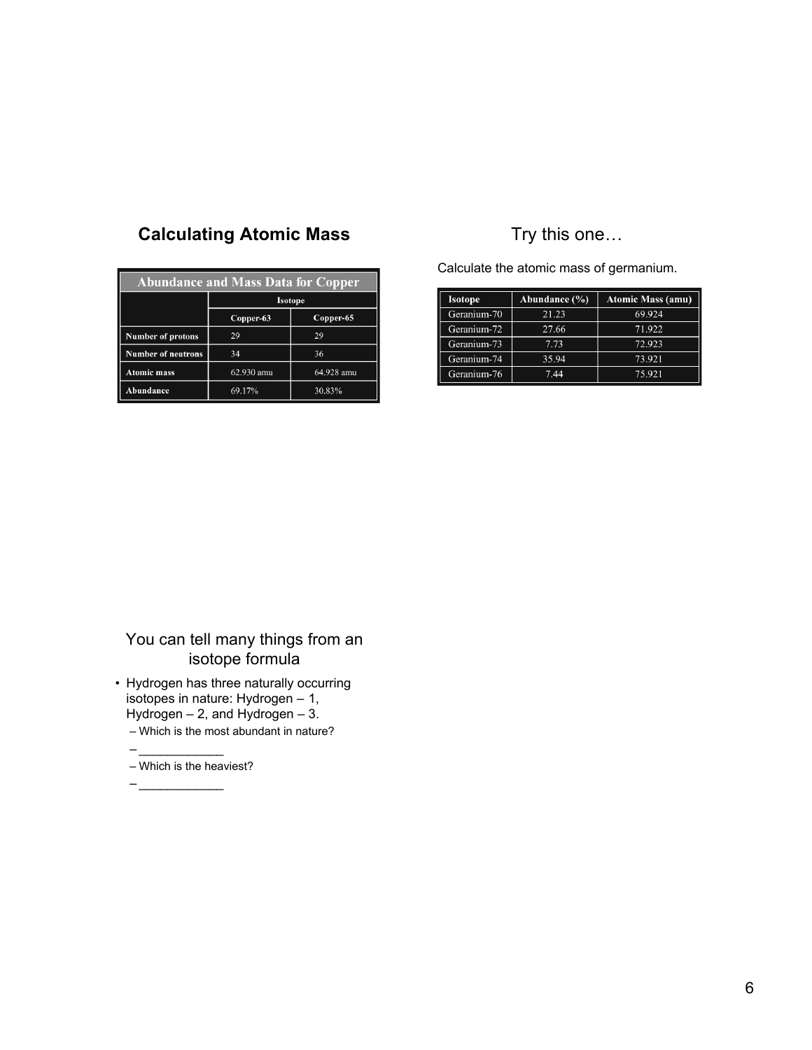## Calculating Atomic Mass

| Abundance and Mass Data for Copper | | |
|---|---|---|
| | Isotope | |
| | Copper-63 | Copper-65 |
| Number of protons | 29 | 29 |
| Number of neutrons | 34 | 36 |
| Atomic mass | 62.930 amu | 64.928 amu |
| Abundance | 69.17% | 30.83% |

## Try this one…

Calculate the atomic mass of germanium.

| Isotope | Abundance (%) | Atomic Mass (amu) |
|---|---|---|
| Geranium-70 | 21.23 | 69.924 |
| Geranium-72 | 27.66 | 71.922 |
| Geranium-73 | 7.73 | 72.923 |
| Geranium-74 | 35.94 | 73.921 |
| Geranium-76 | 7.44 | 75.921 |

## You can tell many things from an isotope formula

- Hydrogen has three naturally occurring isotopes in nature: Hydrogen – 1, Hydrogen – 2, and Hydrogen – 3.
  - Which is the most abundant in nature?
  - _____________
  - Which is the heaviest?
  - _____________